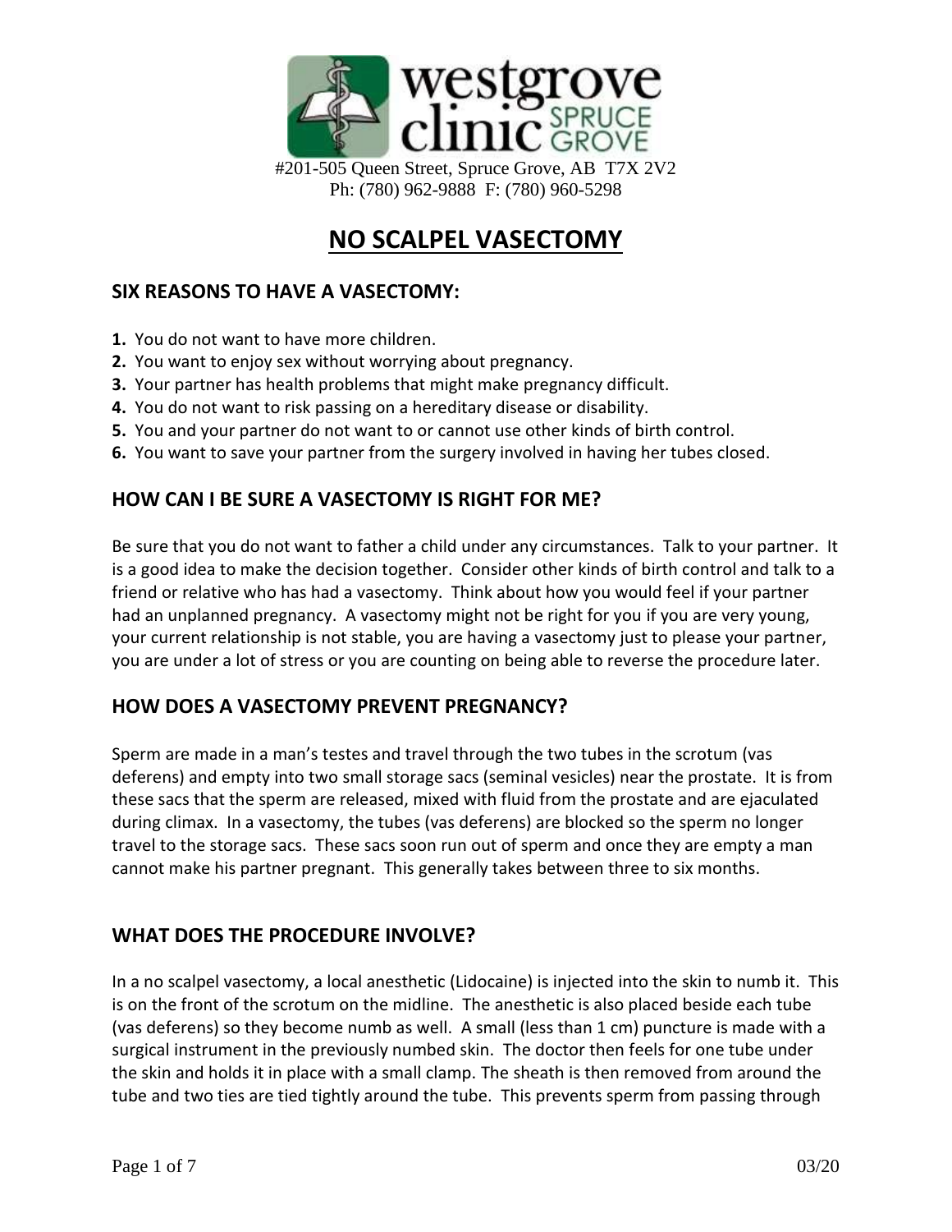westgrove clinic SPRUCE GROVE

#201-505 Queen Street, Spruce Grove, AB T7X 2V2
Ph: (780) 962-9888 F: (780) 960-5298

# NO SCALPEL VASECTOMY

## SIX REASONS TO HAVE A VASECTOMY:

**1.** You do not want to have more children.
**2.** You want to enjoy sex without worrying about pregnancy.
**3.** Your partner has health problems that might make pregnancy difficult.
**4.** You do not want to risk passing on a hereditary disease or disability.
**5.** You and your partner do not want to or cannot use other kinds of birth control.
**6.** You want to save your partner from the surgery involved in having her tubes closed.

## HOW CAN I BE SURE A VASECTOMY IS RIGHT FOR ME?

Be sure that you do not want to father a child under any circumstances. Talk to your partner. It is a good idea to make the decision together. Consider other kinds of birth control and talk to a friend or relative who has had a vasectomy. Think about how you would feel if your partner had an unplanned pregnancy. A vasectomy might not be right for you if you are very young, your current relationship is not stable, you are having a vasectomy just to please your partner, you are under a lot of stress or you are counting on being able to reverse the procedure later.

## HOW DOES A VASECTOMY PREVENT PREGNANCY?

Sperm are made in a man's testes and travel through the two tubes in the scrotum (vas deferens) and empty into two small storage sacs (seminal vesicles) near the prostate. It is from these sacs that the sperm are released, mixed with fluid from the prostate and are ejaculated during climax. In a vasectomy, the tubes (vas deferens) are blocked so the sperm no longer travel to the storage sacs. These sacs soon run out of sperm and once they are empty a man cannot make his partner pregnant. This generally takes between three to six months.

## WHAT DOES THE PROCEDURE INVOLVE?

In a no scalpel vasectomy, a local anesthetic (Lidocaine) is injected into the skin to numb it. This is on the front of the scrotum on the midline. The anesthetic is also placed beside each tube (vas deferens) so they become numb as well. A small (less than 1 cm) puncture is made with a surgical instrument in the previously numbed skin. The doctor then feels for one tube under the skin and holds it in place with a small clamp. The sheath is then removed from around the tube and two ties are tied tightly around the tube. This prevents sperm from passing through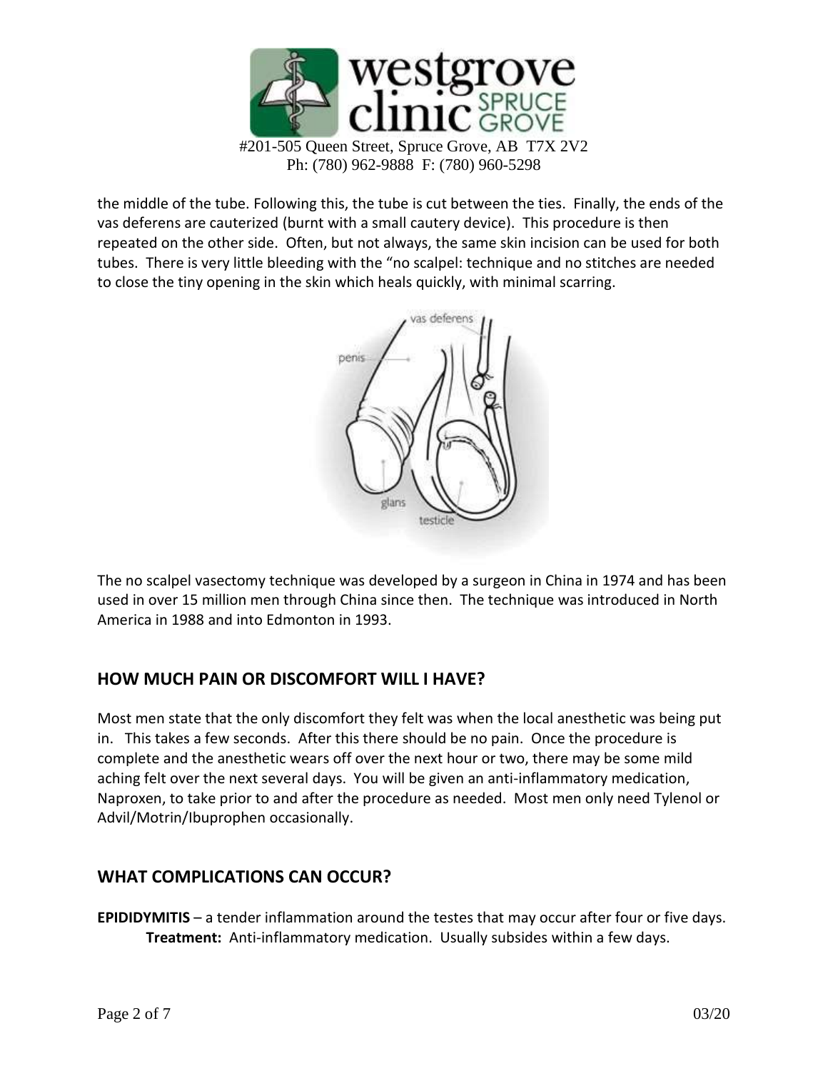the middle of the tube. Following this, the tube is cut between the ties. Finally, the ends of the vas deferens are cauterized (burnt with a small cautery device). This procedure is then repeated on the other side. Often, but not always, the same skin incision can be used for both tubes. There is very little bleeding with the "no scalpel: technique and no stitches are needed to close the tiny opening in the skin which heals quickly, with minimal scarring.

The no scalpel vasectomy technique was developed by a surgeon in China in 1974 and has been used in over 15 million men through China since then. The technique was introduced in North America in 1988 and into Edmonton in 1993.

## HOW MUCH PAIN OR DISCOMFORT WILL I HAVE?

Most men state that the only discomfort they felt was when the local anesthetic was being put in. This takes a few seconds. After this there should be no pain. Once the procedure is complete and the anesthetic wears off over the next hour or two, there may be some mild aching felt over the next several days. You will be given an anti-inflammatory medication, Naproxen, to take prior to and after the procedure as needed. Most men only need Tylenol or Advil/Motrin/Ibuprophen occasionally.

## WHAT COMPLICATIONS CAN OCCUR?

**EPIDIDYMITIS** – a tender inflammation around the testes that may occur after four or five days.
**Treatment:** Anti-inflammatory medication. Usually subsides within a few days.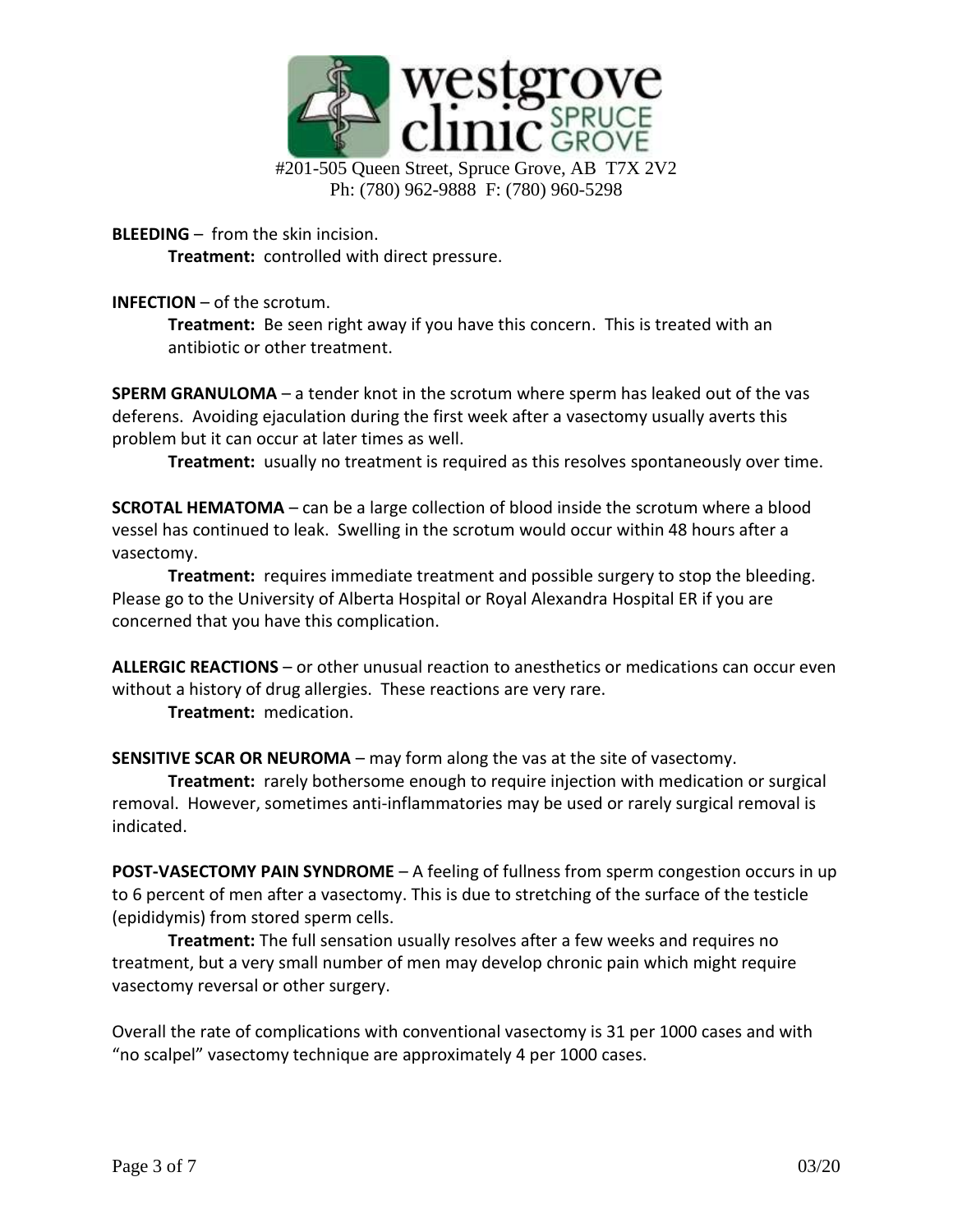**BLEEDING** – from the skin incision.

**Treatment:** controlled with direct pressure.

**INFECTION** – of the scrotum.

**Treatment:** Be seen right away if you have this concern. This is treated with an antibiotic or other treatment.

**SPERM GRANULOMA** – a tender knot in the scrotum where sperm has leaked out of the vas deferens. Avoiding ejaculation during the first week after a vasectomy usually averts this problem but it can occur at later times as well.

**Treatment:** usually no treatment is required as this resolves spontaneously over time.

**SCROTAL HEMATOMA** – can be a large collection of blood inside the scrotum where a blood vessel has continued to leak. Swelling in the scrotum would occur within 48 hours after a vasectomy.

**Treatment:** requires immediate treatment and possible surgery to stop the bleeding. Please go to the University of Alberta Hospital or Royal Alexandra Hospital ER if you are concerned that you have this complication.

**ALLERGIC REACTIONS** – or other unusual reaction to anesthetics or medications can occur even without a history of drug allergies. These reactions are very rare.

**Treatment:** medication.

**SENSITIVE SCAR OR NEUROMA** – may form along the vas at the site of vasectomy.

**Treatment:** rarely bothersome enough to require injection with medication or surgical removal. However, sometimes anti-inflammatories may be used or rarely surgical removal is indicated.

**POST-VASECTOMY PAIN SYNDROME** – A feeling of fullness from sperm congestion occurs in up to 6 percent of men after a vasectomy. This is due to stretching of the surface of the testicle (epididymis) from stored sperm cells.

**Treatment:** The full sensation usually resolves after a few weeks and requires no treatment, but a very small number of men may develop chronic pain which might require vasectomy reversal or other surgery.

Overall the rate of complications with conventional vasectomy is 31 per 1000 cases and with "no scalpel" vasectomy technique are approximately 4 per 1000 cases.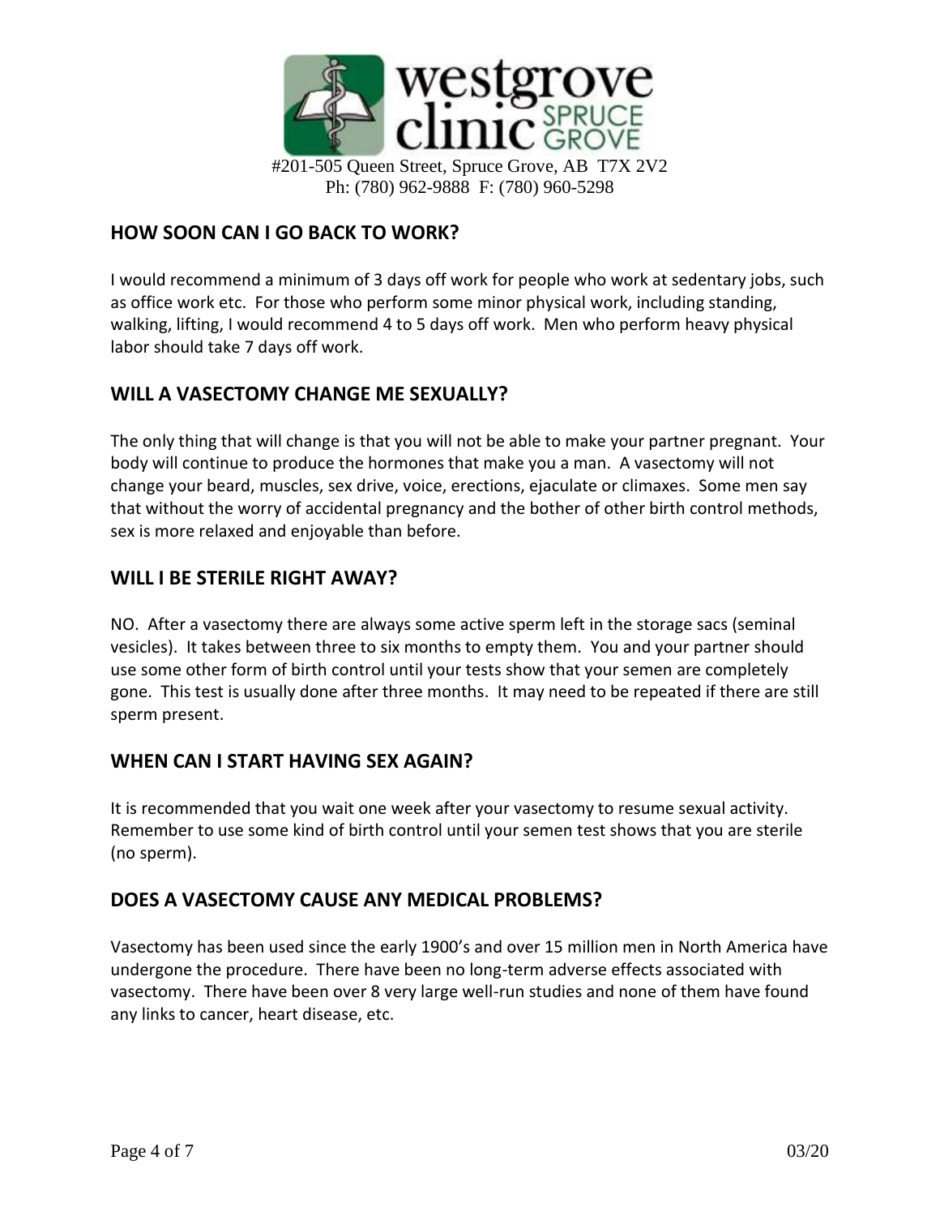## HOW SOON CAN I GO BACK TO WORK?

I would recommend a minimum of 3 days off work for people who work at sedentary jobs, such as office work etc. For those who perform some minor physical work, including standing, walking, lifting, I would recommend 4 to 5 days off work. Men who perform heavy physical labor should take 7 days off work.

## WILL A VASECTOMY CHANGE ME SEXUALLY?

The only thing that will change is that you will not be able to make your partner pregnant. Your body will continue to produce the hormones that make you a man. A vasectomy will not change your beard, muscles, sex drive, voice, erections, ejaculate or climaxes. Some men say that without the worry of accidental pregnancy and the bother of other birth control methods, sex is more relaxed and enjoyable than before.

## WILL I BE STERILE RIGHT AWAY?

NO. After a vasectomy there are always some active sperm left in the storage sacs (seminal vesicles). It takes between three to six months to empty them. You and your partner should use some other form of birth control until your tests show that your semen are completely gone. This test is usually done after three months. It may need to be repeated if there are still sperm present.

## WHEN CAN I START HAVING SEX AGAIN?

It is recommended that you wait one week after your vasectomy to resume sexual activity. Remember to use some kind of birth control until your semen test shows that you are sterile (no sperm).

## DOES A VASECTOMY CAUSE ANY MEDICAL PROBLEMS?

Vasectomy has been used since the early 1900's and over 15 million men in North America have undergone the procedure. There have been no long-term adverse effects associated with vasectomy. There have been over 8 very large well-run studies and none of them have found any links to cancer, heart disease, etc.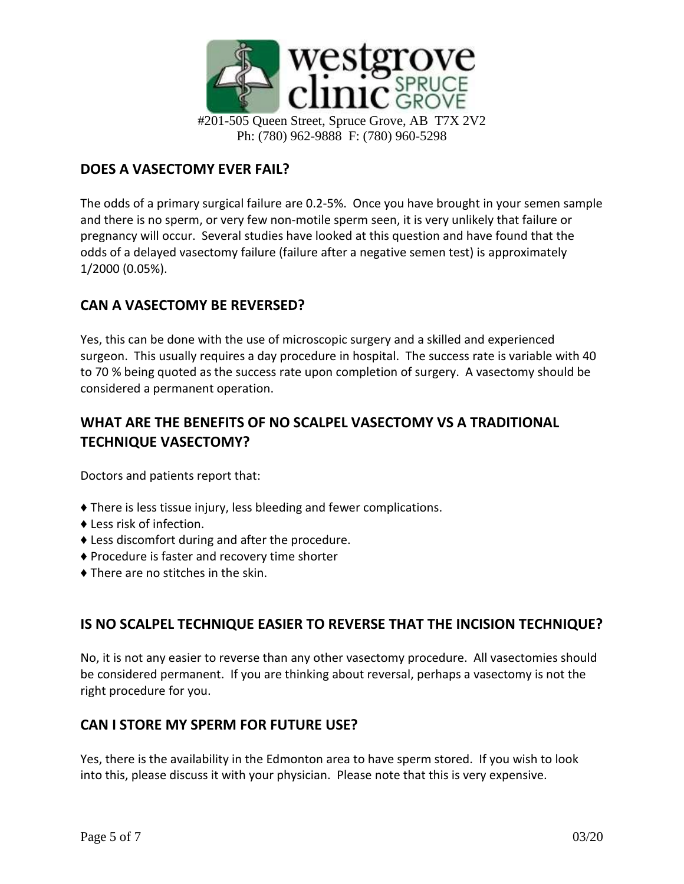## DOES A VASECTOMY EVER FAIL?

The odds of a primary surgical failure are 0.2-5%. Once you have brought in your semen sample and there is no sperm, or very few non-motile sperm seen, it is very unlikely that failure or pregnancy will occur. Several studies have looked at this question and have found that the odds of a delayed vasectomy failure (failure after a negative semen test) is approximately 1/2000 (0.05%).

## CAN A VASECTOMY BE REVERSED?

Yes, this can be done with the use of microscopic surgery and a skilled and experienced surgeon. This usually requires a day procedure in hospital. The success rate is variable with 40 to 70 % being quoted as the success rate upon completion of surgery. A vasectomy should be considered a permanent operation.

## WHAT ARE THE BENEFITS OF NO SCALPEL VASECTOMY VS A TRADITIONAL TECHNIQUE VASECTOMY?

Doctors and patients report that:

- There is less tissue injury, less bleeding and fewer complications.
- Less risk of infection.
- Less discomfort during and after the procedure.
- Procedure is faster and recovery time shorter
- There are no stitches in the skin.

## IS NO SCALPEL TECHNIQUE EASIER TO REVERSE THAT THE INCISION TECHNIQUE?

No, it is not any easier to reverse than any other vasectomy procedure. All vasectomies should be considered permanent. If you are thinking about reversal, perhaps a vasectomy is not the right procedure for you.

## CAN I STORE MY SPERM FOR FUTURE USE?

Yes, there is the availability in the Edmonton area to have sperm stored. If you wish to look into this, please discuss it with your physician. Please note that this is very expensive.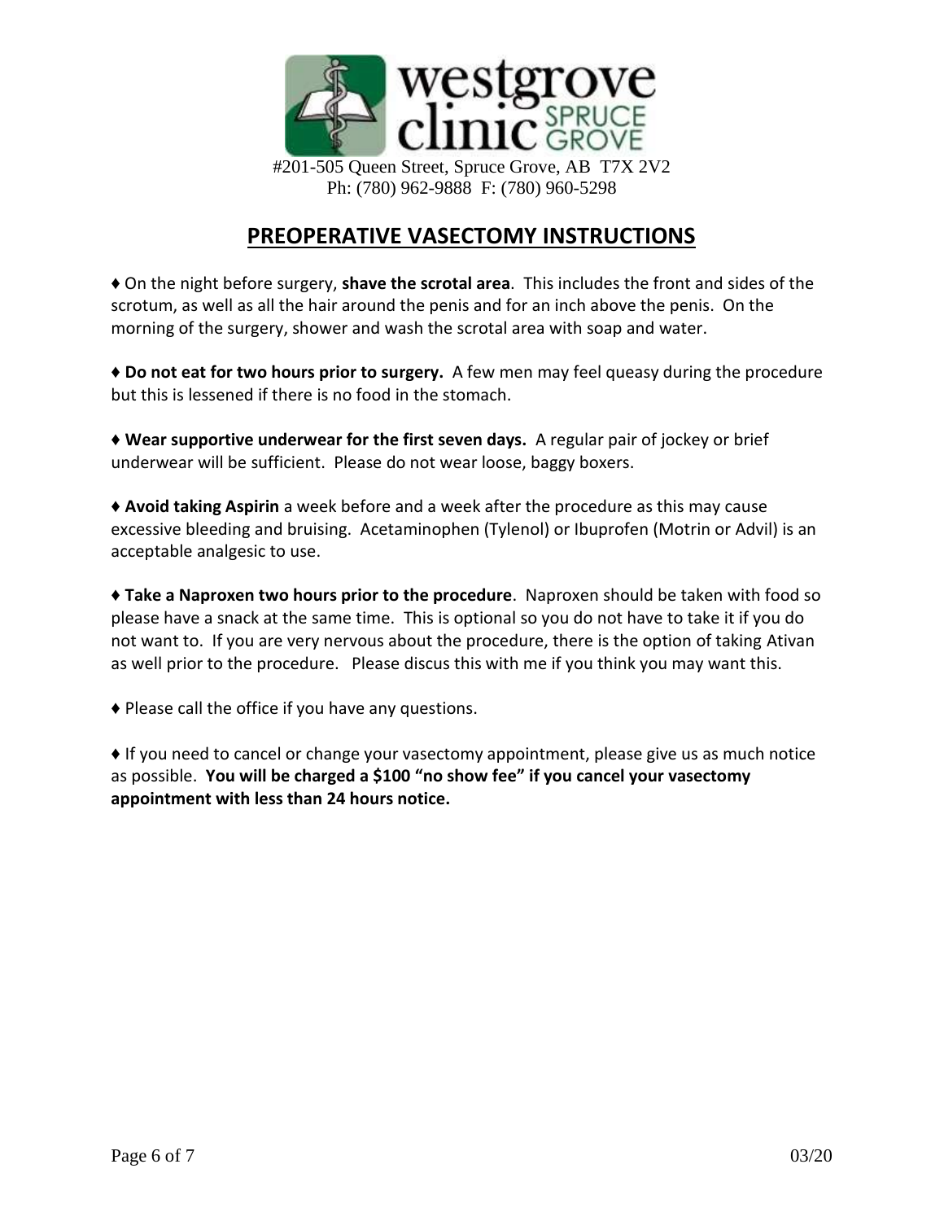westgrove clinic SPRUCE GROVE

#201-505 Queen Street, Spruce Grove, AB  T7X 2V2
Ph: (780) 962-9888  F: (780) 960-5298

## PREOPERATIVE VASECTOMY INSTRUCTIONS

♦ On the night before surgery, **shave the scrotal area**. This includes the front and sides of the scrotum, as well as all the hair around the penis and for an inch above the penis. On the morning of the surgery, shower and wash the scrotal area with soap and water.

♦ **Do not eat for two hours prior to surgery.** A few men may feel queasy during the procedure but this is lessened if there is no food in the stomach.

♦ **Wear supportive underwear for the first seven days.** A regular pair of jockey or brief underwear will be sufficient. Please do not wear loose, baggy boxers.

♦ **Avoid taking Aspirin** a week before and a week after the procedure as this may cause excessive bleeding and bruising. Acetaminophen (Tylenol) or Ibuprofen (Motrin or Advil) is an acceptable analgesic to use.

♦ **Take a Naproxen two hours prior to the procedure**. Naproxen should be taken with food so please have a snack at the same time. This is optional so you do not have to take it if you do not want to. If you are very nervous about the procedure, there is the option of taking Ativan as well prior to the procedure. Please discus this with me if you think you may want this.

♦ Please call the office if you have any questions.

♦ If you need to cancel or change your vasectomy appointment, please give us as much notice as possible. **You will be charged a $100 "no show fee" if you cancel your vasectomy appointment with less than 24 hours notice.**

03/20